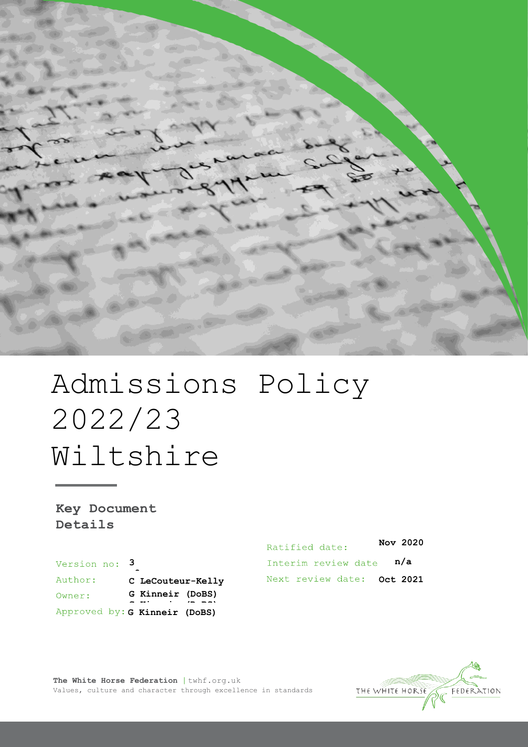# Admissions Policy 2022/23 Wiltshire

## Key Document Details

| | | | |
|---|---|---|---|
| Version no: | 3 | Ratified date: | Nov 2020 |
| Author: | C LeCouteur-Kelly | Interim review date | n/a |
| Owner: | G Kinneir (DoBS) | Next review date: | Oct 2021 |
| Approved by: | G Kinneir (DoBS) | | |

**The White Horse Federation** | twhf.org.uk
Values, culture and character through excellence in standards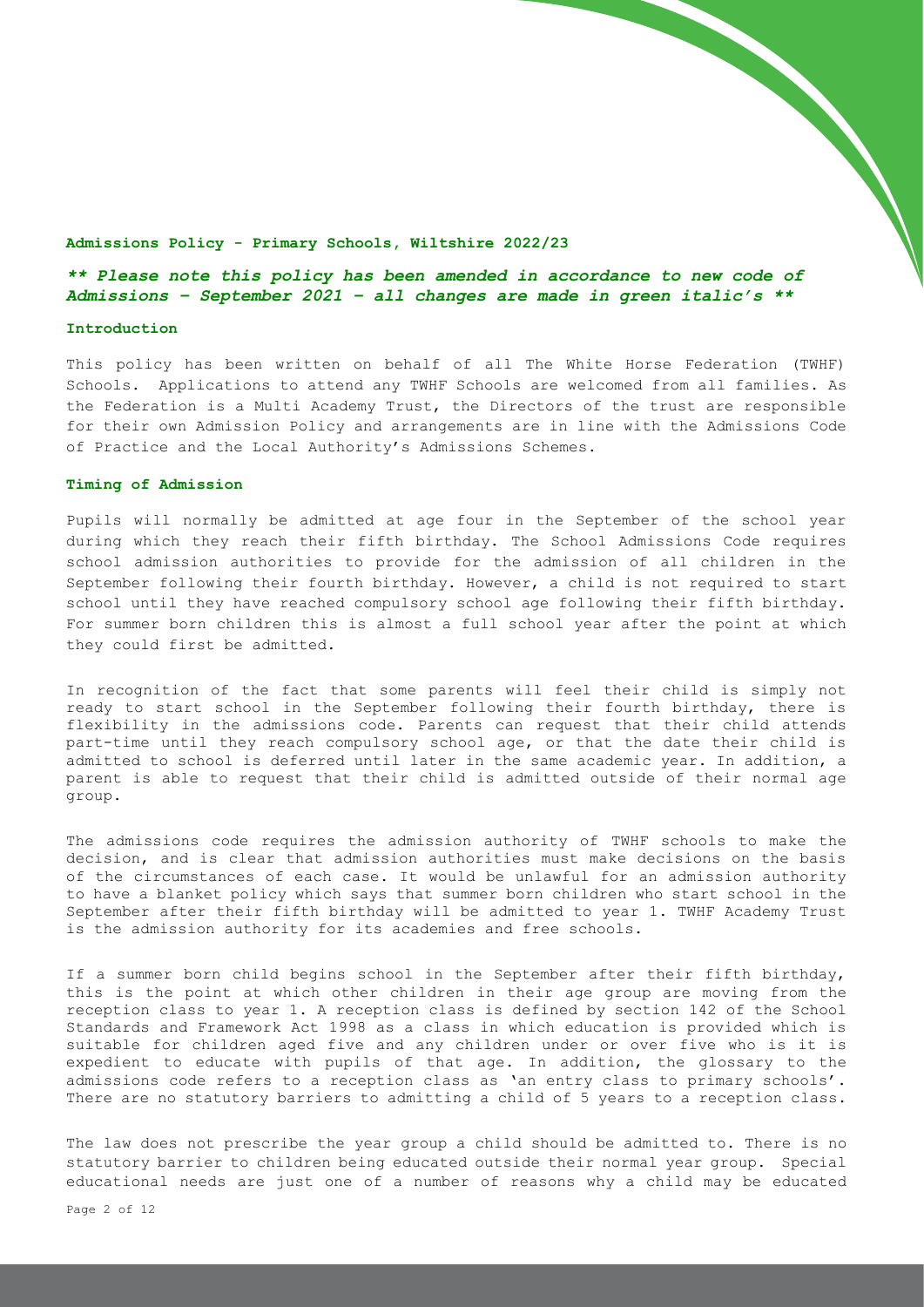## Admissions Policy - Primary Schools, Wiltshire 2022/23

***\*\* Please note this policy has been amended in accordance to new code of Admissions – September 2021 – all changes are made in green italic's \*\****

### Introduction

This policy has been written on behalf of all The White Horse Federation (TWHF) Schools. Applications to attend any TWHF Schools are welcomed from all families. As the Federation is a Multi Academy Trust, the Directors of the trust are responsible for their own Admission Policy and arrangements are in line with the Admissions Code of Practice and the Local Authority's Admissions Schemes.

### Timing of Admission

Pupils will normally be admitted at age four in the September of the school year during which they reach their fifth birthday. The School Admissions Code requires school admission authorities to provide for the admission of all children in the September following their fourth birthday. However, a child is not required to start school until they have reached compulsory school age following their fifth birthday. For summer born children this is almost a full school year after the point at which they could first be admitted.

In recognition of the fact that some parents will feel their child is simply not ready to start school in the September following their fourth birthday, there is flexibility in the admissions code. Parents can request that their child attends part-time until they reach compulsory school age, or that the date their child is admitted to school is deferred until later in the same academic year. In addition, a parent is able to request that their child is admitted outside of their normal age group.

The admissions code requires the admission authority of TWHF schools to make the decision, and is clear that admission authorities must make decisions on the basis of the circumstances of each case. It would be unlawful for an admission authority to have a blanket policy which says that summer born children who start school in the September after their fifth birthday will be admitted to year 1. TWHF Academy Trust is the admission authority for its academies and free schools.

If a summer born child begins school in the September after their fifth birthday, this is the point at which other children in their age group are moving from the reception class to year 1. A reception class is defined by section 142 of the School Standards and Framework Act 1998 as a class in which education is provided which is suitable for children aged five and any children under or over five who is it is expedient to educate with pupils of that age. In addition, the glossary to the admissions code refers to a reception class as 'an entry class to primary schools'. There are no statutory barriers to admitting a child of 5 years to a reception class.

The law does not prescribe the year group a child should be admitted to. There is no statutory barrier to children being educated outside their normal year group. Special educational needs are just one of a number of reasons why a child may be educated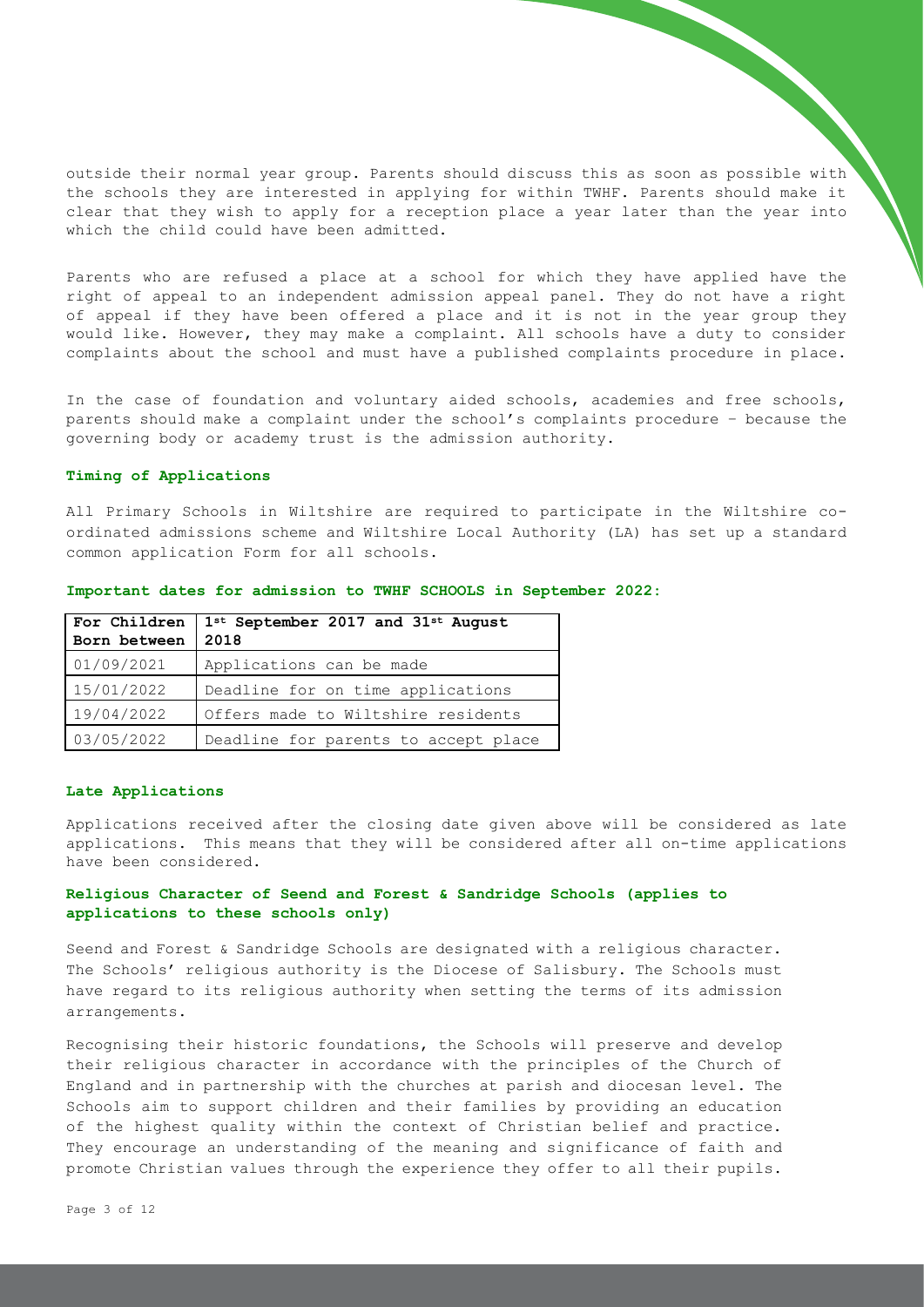outside their normal year group. Parents should discuss this as soon as possible with the schools they are interested in applying for within TWHF. Parents should make it clear that they wish to apply for a reception place a year later than the year into which the child could have been admitted.

Parents who are refused a place at a school for which they have applied have the right of appeal to an independent admission appeal panel. They do not have a right of appeal if they have been offered a place and it is not in the year group they would like. However, they may make a complaint. All schools have a duty to consider complaints about the school and must have a published complaints procedure in place.

In the case of foundation and voluntary aided schools, academies and free schools, parents should make a complaint under the school's complaints procedure – because the governing body or academy trust is the admission authority.

### Timing of Applications

All Primary Schools in Wiltshire are required to participate in the Wiltshire co-ordinated admissions scheme and Wiltshire Local Authority (LA) has set up a standard common application Form for all schools.

**Important dates for admission to TWHF SCHOOLS in September 2022:**

| **For Children Born between** | **1st September 2017 and 31st August 2018** |
|---|---|
| 01/09/2021 | Applications can be made |
| 15/01/2022 | Deadline for on time applications |
| 19/04/2022 | Offers made to Wiltshire residents |
| 03/05/2022 | Deadline for parents to accept place |

### Late Applications

Applications received after the closing date given above will be considered as late applications. This means that they will be considered after all on-time applications have been considered.

### Religious Character of Seend and Forest & Sandridge Schools (applies to applications to these schools only)

Seend and Forest & Sandridge Schools are designated with a religious character. The Schools' religious authority is the Diocese of Salisbury. The Schools must have regard to its religious authority when setting the terms of its admission arrangements.

Recognising their historic foundations, the Schools will preserve and develop their religious character in accordance with the principles of the Church of England and in partnership with the churches at parish and diocesan level. The Schools aim to support children and their families by providing an education of the highest quality within the context of Christian belief and practice. They encourage an understanding of the meaning and significance of faith and promote Christian values through the experience they offer to all their pupils.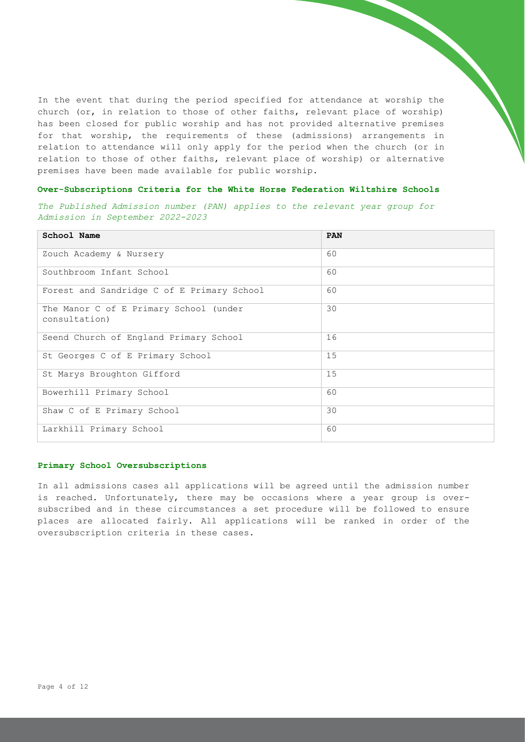In the event that during the period specified for attendance at worship the church (or, in relation to those of other faiths, relevant place of worship) has been closed for public worship and has not provided alternative premises for that worship, the requirements of these (admissions) arrangements in relation to attendance will only apply for the period when the church (or in relation to those of other faiths, relevant place of worship) or alternative premises have been made available for public worship.

### Over-Subscriptions Criteria for the White Horse Federation Wiltshire Schools

*The Published Admission number (PAN) applies to the relevant year group for Admission in September 2022-2023*

| School Name | PAN |
|---|---|
| Zouch Academy & Nursery | 60 |
| Southbroom Infant School | 60 |
| Forest and Sandridge C of E Primary School | 60 |
| The Manor C of E Primary School (under consultation) | 30 |
| Seend Church of England Primary School | 16 |
| St Georges C of E Primary School | 15 |
| St Marys Broughton Gifford | 15 |
| Bowerhill Primary School | 60 |
| Shaw C of E Primary School | 30 |
| Larkhill Primary School | 60 |

### Primary School Oversubscriptions

In all admissions cases all applications will be agreed until the admission number is reached. Unfortunately, there may be occasions where a year group is over-subscribed and in these circumstances a set procedure will be followed to ensure places are allocated fairly. All applications will be ranked in order of the oversubscription criteria in these cases.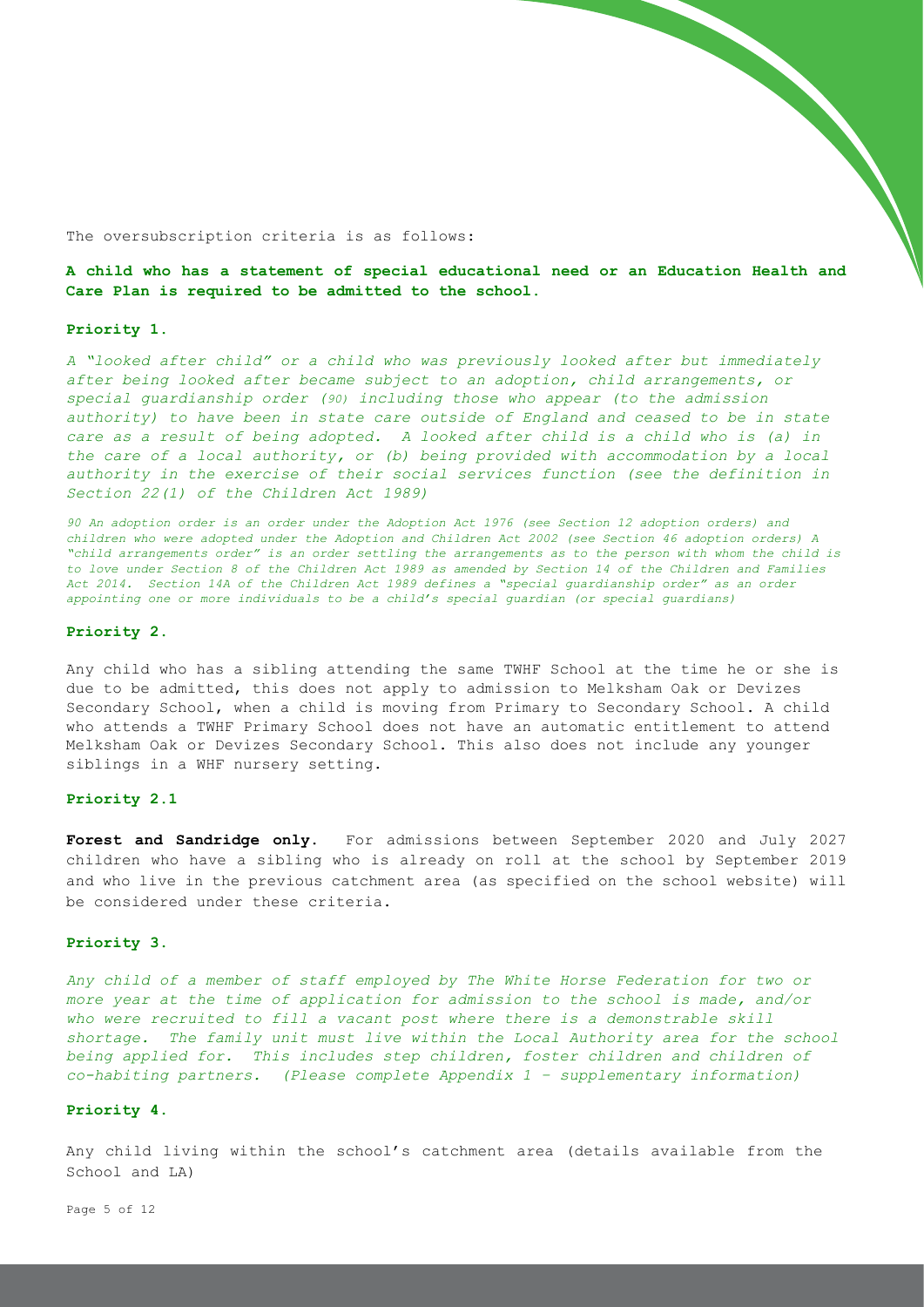The oversubscription criteria is as follows:

**A child who has a statement of special educational need or an Education Health and Care Plan is required to be admitted to the school.**

**Priority 1.**

*A "looked after child" or a child who was previously looked after but immediately after being looked after became subject to an adoption, child arrangements, or special guardianship order (90) including those who appear (to the admission authority) to have been in state care outside of England and ceased to be in state care as a result of being adopted. A looked after child is a child who is (a) in the care of a local authority, or (b) being provided with accommodation by a local authority in the exercise of their social services function (see the definition in Section 22(1) of the Children Act 1989)*

*90 An adoption order is an order under the Adoption Act 1976 (see Section 12 adoption orders) and children who were adopted under the Adoption and Children Act 2002 (see Section 46 adoption orders) A "child arrangements order" is an order settling the arrangements as to the person with whom the child is to love under Section 8 of the Children Act 1989 as amended by Section 14 of the Children and Families Act 2014. Section 14A of the Children Act 1989 defines a "special guardianship order" as an order appointing one or more individuals to be a child's special guardian (or special guardians)*

**Priority 2.**

Any child who has a sibling attending the same TWHF School at the time he or she is due to be admitted, this does not apply to admission to Melksham Oak or Devizes Secondary School, when a child is moving from Primary to Secondary School. A child who attends a TWHF Primary School does not have an automatic entitlement to attend Melksham Oak or Devizes Secondary School. This also does not include any younger siblings in a WHF nursery setting.

**Priority 2.1**

**Forest and Sandridge only.** For admissions between September 2020 and July 2027 children who have a sibling who is already on roll at the school by September 2019 and who live in the previous catchment area (as specified on the school website) will be considered under these criteria.

**Priority 3.**

*Any child of a member of staff employed by The White Horse Federation for two or more year at the time of application for admission to the school is made, and/or who were recruited to fill a vacant post where there is a demonstrable skill shortage. The family unit must live within the Local Authority area for the school being applied for. This includes step children, foster children and children of co-habiting partners. (Please complete Appendix 1 – supplementary information)*

**Priority 4.**

Any child living within the school's catchment area (details available from the School and LA)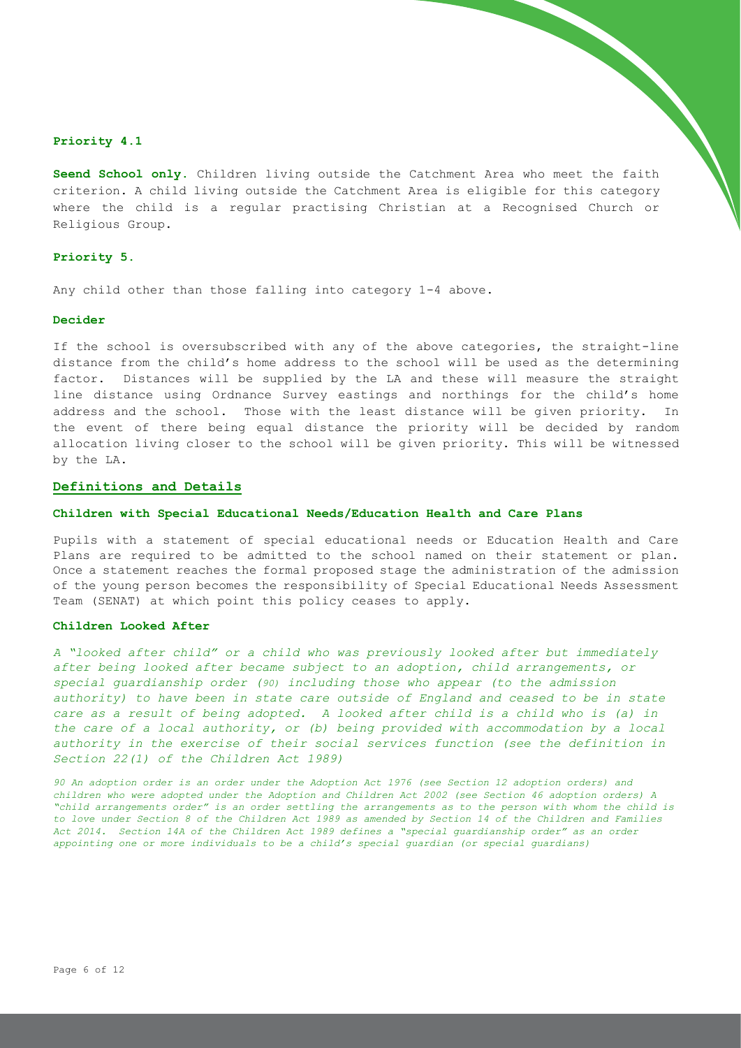#### Priority 4.1

**Seend School only.** Children living outside the Catchment Area who meet the faith criterion. A child living outside the Catchment Area is eligible for this category where the child is a regular practising Christian at a Recognised Church or Religious Group.

#### Priority 5.

Any child other than those falling into category 1-4 above.

#### Decider

If the school is oversubscribed with any of the above categories, the straight-line distance from the child's home address to the school will be used as the determining factor. Distances will be supplied by the LA and these will measure the straight line distance using Ordnance Survey eastings and northings for the child's home address and the school. Those with the least distance will be given priority. In the event of there being equal distance the priority will be decided by random allocation living closer to the school will be given priority. This will be witnessed by the LA.

## Definitions and Details

#### Children with Special Educational Needs/Education Health and Care Plans

Pupils with a statement of special educational needs or Education Health and Care Plans are required to be admitted to the school named on their statement or plan. Once a statement reaches the formal proposed stage the administration of the admission of the young person becomes the responsibility of Special Educational Needs Assessment Team (SENAT) at which point this policy ceases to apply.

#### Children Looked After

*A "looked after child" or a child who was previously looked after but immediately after being looked after became subject to an adoption, child arrangements, or special guardianship order (90) including those who appear (to the admission authority) to have been in state care outside of England and ceased to be in state care as a result of being adopted. A looked after child is a child who is (a) in the care of a local authority, or (b) being provided with accommodation by a local authority in the exercise of their social services function (see the definition in Section 22(1) of the Children Act 1989)*

*90 An adoption order is an order under the Adoption Act 1976 (see Section 12 adoption orders) and children who were adopted under the Adoption and Children Act 2002 (see Section 46 adoption orders) A "child arrangements order" is an order settling the arrangements as to the person with whom the child is to love under Section 8 of the Children Act 1989 as amended by Section 14 of the Children and Families Act 2014. Section 14A of the Children Act 1989 defines a "special guardianship order" as an order appointing one or more individuals to be a child's special guardian (or special guardians)*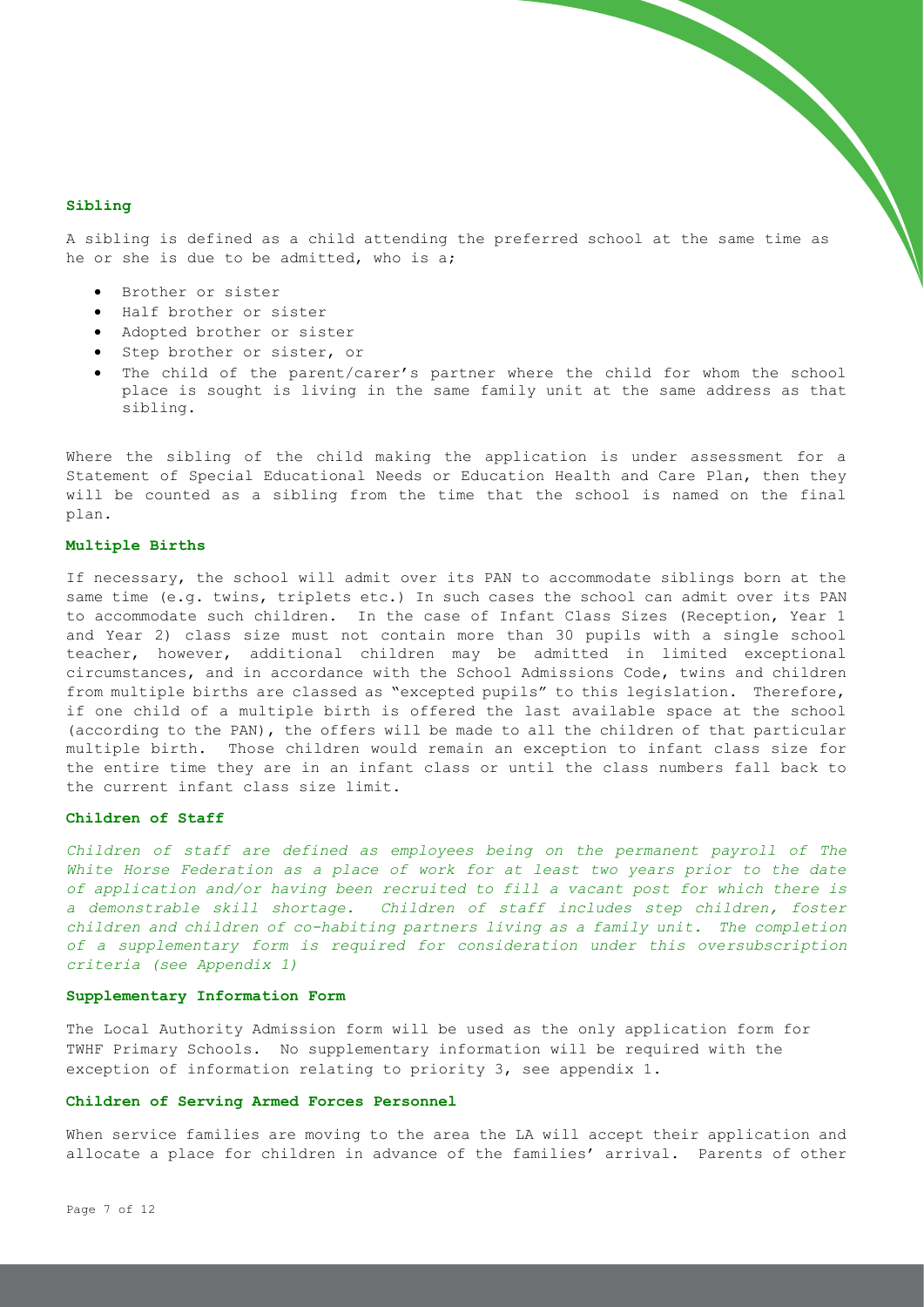### Sibling

A sibling is defined as a child attending the preferred school at the same time as he or she is due to be admitted, who is a;

- Brother or sister
- Half brother or sister
- Adopted brother or sister
- Step brother or sister, or
- The child of the parent/carer's partner where the child for whom the school place is sought is living in the same family unit at the same address as that sibling.

Where the sibling of the child making the application is under assessment for a Statement of Special Educational Needs or Education Health and Care Plan, then they will be counted as a sibling from the time that the school is named on the final plan.

### Multiple Births

If necessary, the school will admit over its PAN to accommodate siblings born at the same time (e.g. twins, triplets etc.) In such cases the school can admit over its PAN to accommodate such children. In the case of Infant Class Sizes (Reception, Year 1 and Year 2) class size must not contain more than 30 pupils with a single school teacher, however, additional children may be admitted in limited exceptional circumstances, and in accordance with the School Admissions Code, twins and children from multiple births are classed as "excepted pupils" to this legislation. Therefore, if one child of a multiple birth is offered the last available space at the school (according to the PAN), the offers will be made to all the children of that particular multiple birth. Those children would remain an exception to infant class size for the entire time they are in an infant class or until the class numbers fall back to the current infant class size limit.

### Children of Staff

*Children of staff are defined as employees being on the permanent payroll of The White Horse Federation as a place of work for at least two years prior to the date of application and/or having been recruited to fill a vacant post for which there is a demonstrable skill shortage. Children of staff includes step children, foster children and children of co-habiting partners living as a family unit. The completion of a supplementary form is required for consideration under this oversubscription criteria (see Appendix 1)*

### Supplementary Information Form

The Local Authority Admission form will be used as the only application form for TWHF Primary Schools. No supplementary information will be required with the exception of information relating to priority 3, see appendix 1.

### Children of Serving Armed Forces Personnel

When service families are moving to the area the LA will accept their application and allocate a place for children in advance of the families' arrival. Parents of other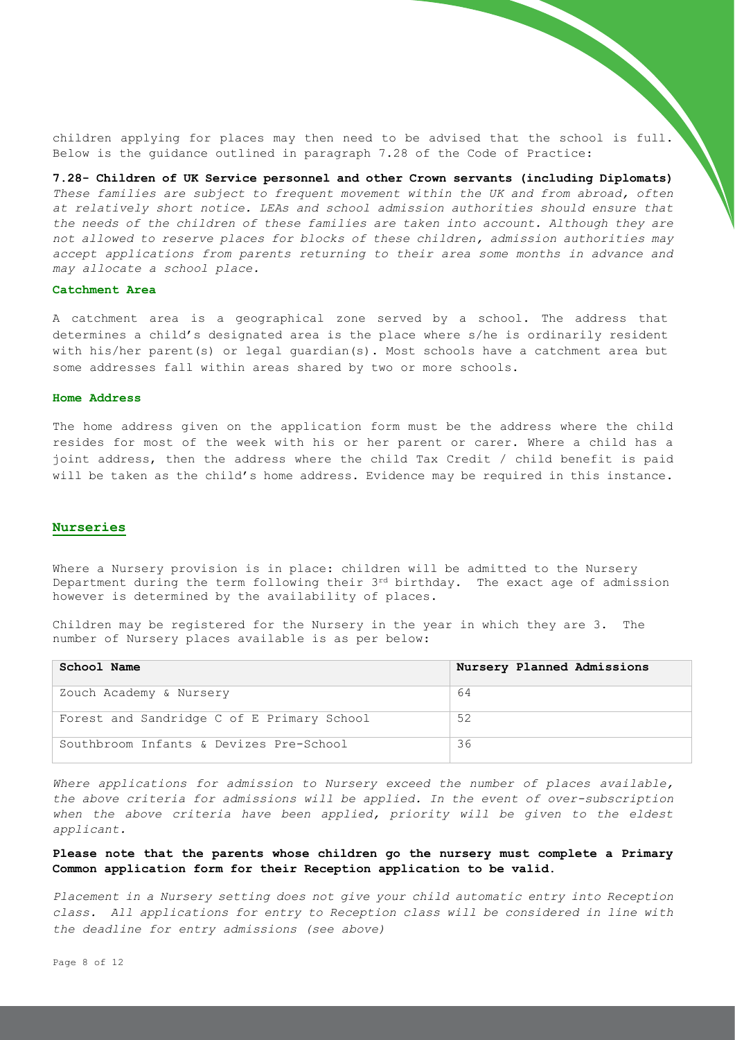children applying for places may then need to be advised that the school is full. Below is the guidance outlined in paragraph 7.28 of the Code of Practice:

**7.28- Children of UK Service personnel and other Crown servants (including Diplomats)**
*These families are subject to frequent movement within the UK and from abroad, often at relatively short notice. LEAs and school admission authorities should ensure that the needs of the children of these families are taken into account. Although they are not allowed to reserve places for blocks of these children, admission authorities may accept applications from parents returning to their area some months in advance and may allocate a school place.*

### Catchment Area

A catchment area is a geographical zone served by a school. The address that determines a child's designated area is the place where s/he is ordinarily resident with his/her parent(s) or legal guardian(s). Most schools have a catchment area but some addresses fall within areas shared by two or more schools.

### Home Address

The home address given on the application form must be the address where the child resides for most of the week with his or her parent or carer. Where a child has a joint address, then the address where the child Tax Credit / child benefit is paid will be taken as the child's home address. Evidence may be required in this instance.

## Nurseries

Where a Nursery provision is in place: children will be admitted to the Nursery Department during the term following their 3rd birthday. The exact age of admission however is determined by the availability of places.

Children may be registered for the Nursery in the year in which they are 3. The number of Nursery places available is as per below:

| School Name | Nursery Planned Admissions |
|---|---|
| Zouch Academy & Nursery | 64 |
| Forest and Sandridge C of E Primary School | 52 |
| Southbroom Infants & Devizes Pre-School | 36 |

*Where applications for admission to Nursery exceed the number of places available, the above criteria for admissions will be applied. In the event of over-subscription when the above criteria have been applied, priority will be given to the eldest applicant.*

**Please note that the parents whose children go the nursery must complete a Primary Common application form for their Reception application to be valid.**

*Placement in a Nursery setting does not give your child automatic entry into Reception class. All applications for entry to Reception class will be considered in line with the deadline for entry admissions (see above)*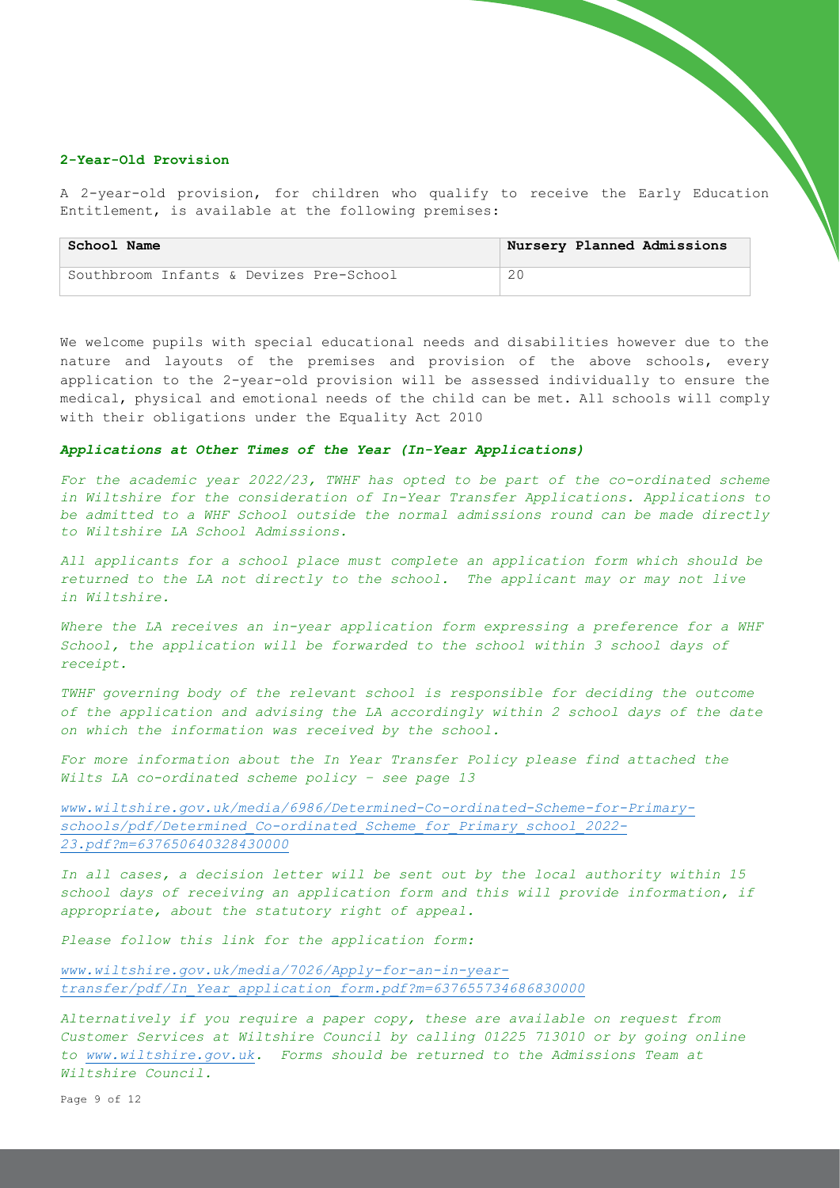### 2-Year-Old Provision

A 2-year-old provision, for children who qualify to receive the Early Education Entitlement, is available at the following premises:

| School Name | Nursery Planned Admissions |
|---|---|
| Southbroom Infants & Devizes Pre-School | 20 |

We welcome pupils with special educational needs and disabilities however due to the nature and layouts of the premises and provision of the above schools, every application to the 2-year-old provision will be assessed individually to ensure the medical, physical and emotional needs of the child can be met. All schools will comply with their obligations under the Equality Act 2010

***Applications at Other Times of the Year (In-Year Applications)***

*For the academic year 2022/23, TWHF has opted to be part of the co-ordinated scheme in Wiltshire for the consideration of In-Year Transfer Applications. Applications to be admitted to a WHF School outside the normal admissions round can be made directly to Wiltshire LA School Admissions.*

*All applicants for a school place must complete an application form which should be returned to the LA not directly to the school. The applicant may or may not live in Wiltshire.*

*Where the LA receives an in-year application form expressing a preference for a WHF School, the application will be forwarded to the school within 3 school days of receipt.*

*TWHF governing body of the relevant school is responsible for deciding the outcome of the application and advising the LA accordingly within 2 school days of the date on which the information was received by the school.*

*For more information about the In Year Transfer Policy please find attached the Wilts LA co-ordinated scheme policy – see page 13*

*www.wiltshire.gov.uk/media/6986/Determined-Co-ordinated-Scheme-for-Primary-schools/pdf/Determined_Co-ordinated_Scheme_for_Primary_school_2022-23.pdf?m=637650640328430000*

*In all cases, a decision letter will be sent out by the local authority within 15 school days of receiving an application form and this will provide information, if appropriate, about the statutory right of appeal.*

*Please follow this link for the application form:*

*www.wiltshire.gov.uk/media/7026/Apply-for-an-in-year-transfer/pdf/In_Year_application_form.pdf?m=637655734686830000*

*Alternatively if you require a paper copy, these are available on request from Customer Services at Wiltshire Council by calling 01225 713010 or by going online to www.wiltshire.gov.uk. Forms should be returned to the Admissions Team at Wiltshire Council.*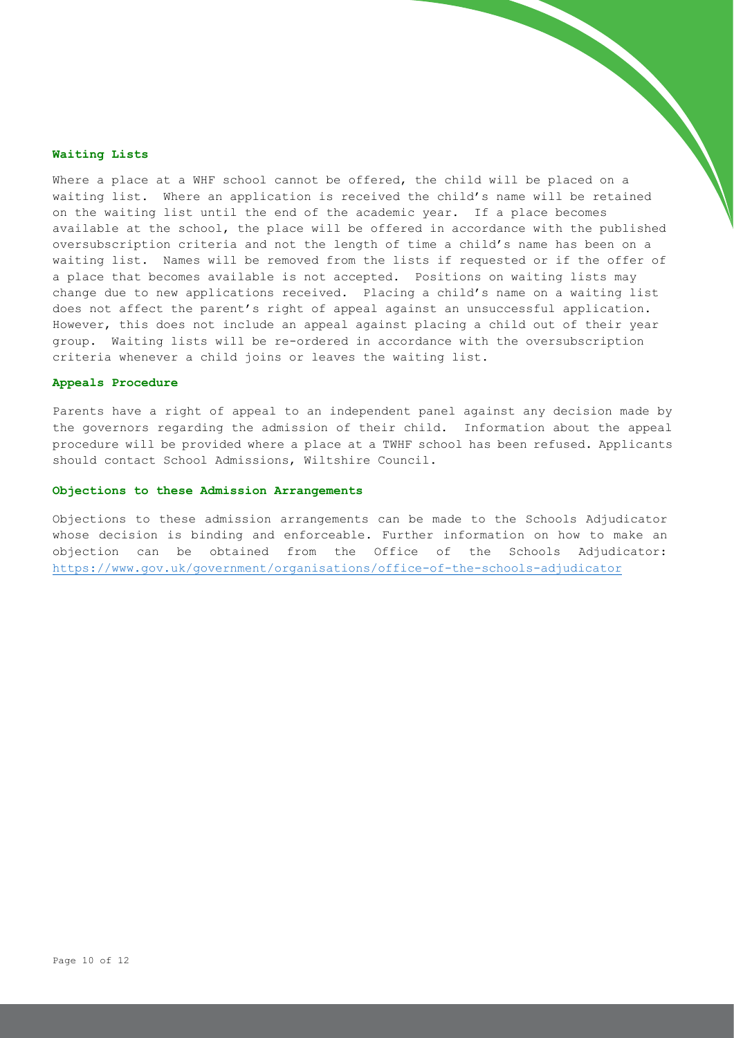### Waiting Lists

Where a place at a WHF school cannot be offered, the child will be placed on a waiting list. Where an application is received the child's name will be retained on the waiting list until the end of the academic year. If a place becomes available at the school, the place will be offered in accordance with the published oversubscription criteria and not the length of time a child's name has been on a waiting list. Names will be removed from the lists if requested or if the offer of a place that becomes available is not accepted. Positions on waiting lists may change due to new applications received. Placing a child's name on a waiting list does not affect the parent's right of appeal against an unsuccessful application. However, this does not include an appeal against placing a child out of their year group. Waiting lists will be re-ordered in accordance with the oversubscription criteria whenever a child joins or leaves the waiting list.

### Appeals Procedure

Parents have a right of appeal to an independent panel against any decision made by the governors regarding the admission of their child. Information about the appeal procedure will be provided where a place at a TWHF school has been refused. Applicants should contact School Admissions, Wiltshire Council.

### Objections to these Admission Arrangements

Objections to these admission arrangements can be made to the Schools Adjudicator whose decision is binding and enforceable. Further information on how to make an objection can be obtained from the Office of the Schools Adjudicator: https://www.gov.uk/government/organisations/office-of-the-schools-adjudicator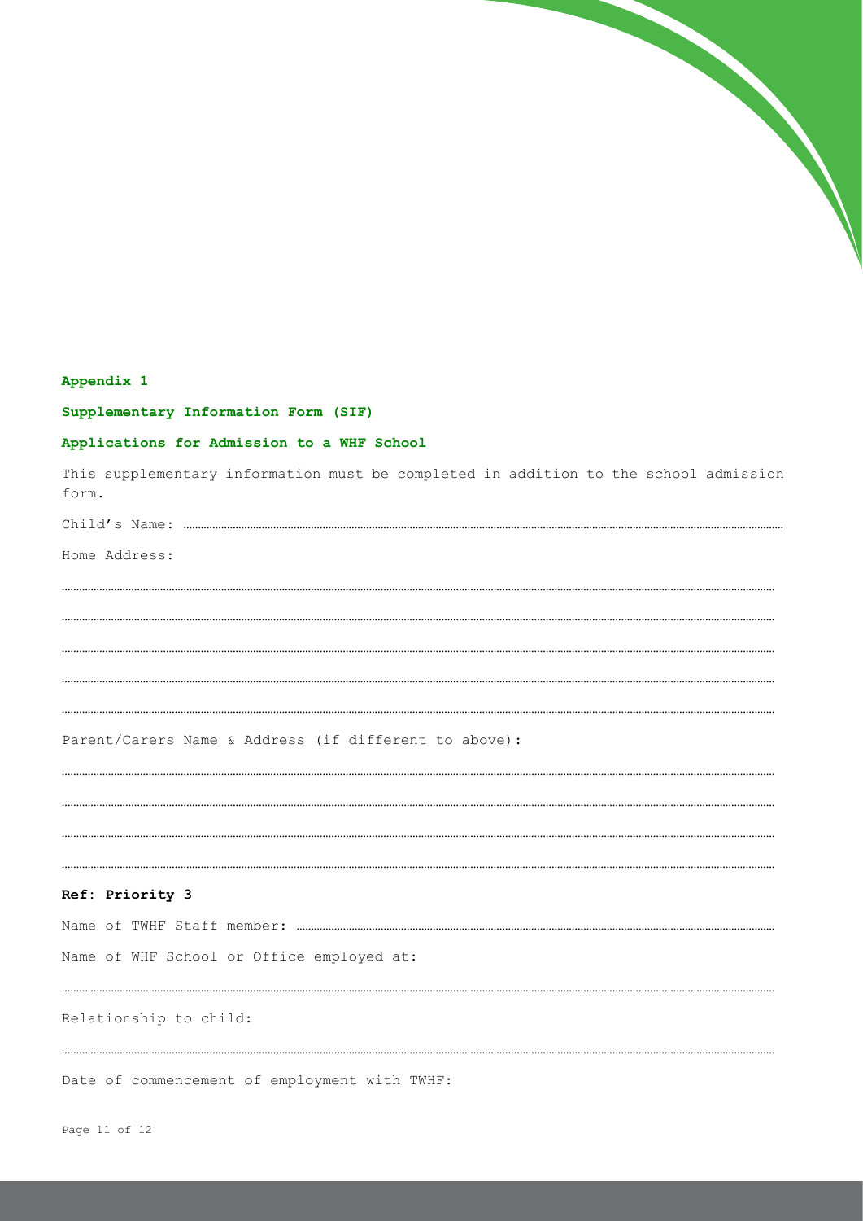## Appendix 1

### Supplementary Information Form (SIF)

### Applications for Admission to a WHF School

This supplementary information must be completed in addition to the school admission form.

Child's Name: ..............................................................................................................................

Home Address:

..............................................................................................................................

..............................................................................................................................

..............................................................................................................................

..............................................................................................................................

..............................................................................................................................

Parent/Carers Name & Address (if different to above):

..............................................................................................................................

..............................................................................................................................

..............................................................................................................................

..............................................................................................................................

**Ref: Priority 3**

Name of TWHF Staff member: ..............................................................................................................................

Name of WHF School or Office employed at:

..............................................................................................................................

Relationship to child:

..............................................................................................................................

Date of commencement of employment with TWHF: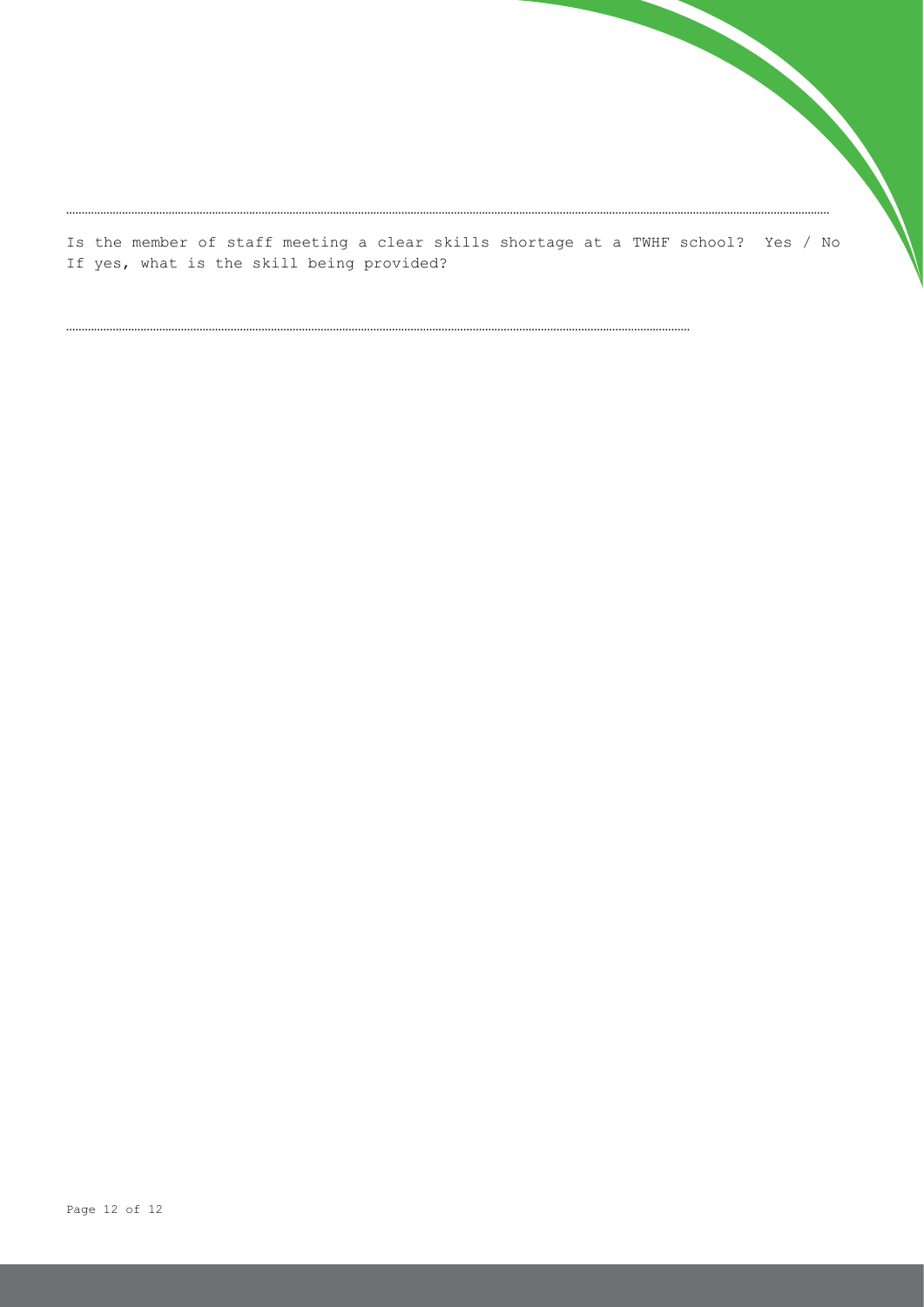……………………………………………………………………………………………………………………………………………………………………………………………………………………………

Is the member of staff meeting a clear skills shortage at a TWHF school? Yes / No
If yes, what is the skill being provided?

……………………………………………………………………………………………………………………………………………………………………